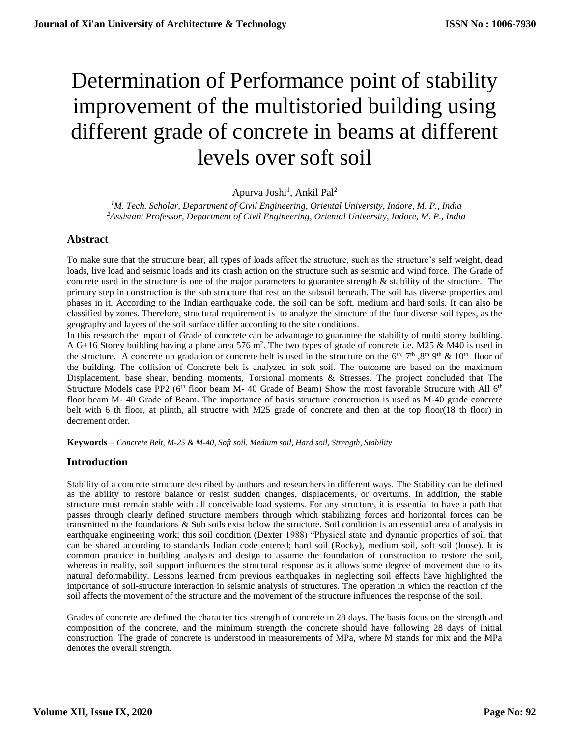# Determination of Performance point of stability improvement of the multistoried building using different grade of concrete in beams at different levels over soft soil

Apurva Joshi[1], Ankil Pal[2]

[1]*M. Tech. Scholar, Department of Civil Engineering, Oriental University, Indore, M. P., India*
[2]*Assistant Professor, Department of Civil Engineering, Oriental University, Indore, M. P., India*

## Abstract

To make sure that the structure bear, all types of loads affect the structure, such as the structure's self weight, dead loads, live load and seismic loads and its crash action on the structure such as seismic and wind force. The Grade of concrete used in the structure is one of the major parameters to guarantee strength & stability of the structure. The primary step in construction is the sub structure that rest on the subsoil beneath. The soil has diverse properties and phases in it. According to the Indian earthquake code, the soil can be soft, medium and hard soils. It can also be classified by zones. Therefore, structural requirement is to analyze the structure of the four diverse soil types, as the geography and layers of the soil surface differ according to the site conditions.

In this research the impact of Grade of concrete can be advantage to guarantee the stability of multi storey building. A G+16 Storey building having a plane area 576 $m^2$. The two types of grade of concrete i.e. M25 & M40 is used in the structure. A concrete up gradation or concrete belt is used in the structure on the $6^{th}$, $7^{th}$, $8^{th}$ $9^{th}$ & $10^{th}$ floor of the building. The collision of Concrete belt is analyzed in soft soil. The outcome are based on the maximum Displacement, base shear, bending moments, Torsional moments & Stresses. The project concluded that The Structure Models case PP2 ($6^{th}$ floor beam M- 40 Grade of Beam) Show the most favorable Strucure with All $6^{th}$ floor beam M- 40 Grade of Beam. The importance of basis structure conctruction is used as M-40 grade concrete belt with 6 th floor, at plinth, all structre with M25 grade of concrete and then at the top floor(18 th floor) in decrement order.

**Keywords –** *Concrete Belt, M-25 & M-40, Soft soil, Medium soil, Hard soil, Strength, Stability*

## Introduction

Stability of a concrete structure described by authors and researchers in different ways. The Stability can be defined as the ability to restore balance or resist sudden changes, displacements, or overturns. In addition, the stable structure must remain stable with all conceivable load systems. For any structure, it is essential to have a path that passes through clearly defined structure members through which stabilizing forces and horizontal forces can be transmitted to the foundations & Sub soils exist below the structure. Soil condition is an essential area of analysis in earthquake engineering work; this soil condition (Dexter 1988) "Physical state and dynamic properties of soil that can be shared according to standards Indian code entered; hard soil (Rocky), medium soil, soft soil (loose). It is common practice in building analysis and design to assume the foundation of construction to restore the soil, whereas in reality, soil support influences the structural response as it allows some degree of movement due to its natural deformability. Lessons learned from previous earthquakes in neglecting soil effects have highlighted the importance of soil-structure interaction in seismic analysis of structures. The operation in which the reaction of the soil affects the movement of the structure and the movement of the structure influences the response of the soil.

Grades of concrete are defined the character tics strength of concrete in 28 days. The basis focus on the strength and composition of the concrete, and the minimum strength the concrete should have following 28 days of initial construction. The grade of concrete is understood in measurements of MPa, where M stands for mix and the MPa denotes the overall strength.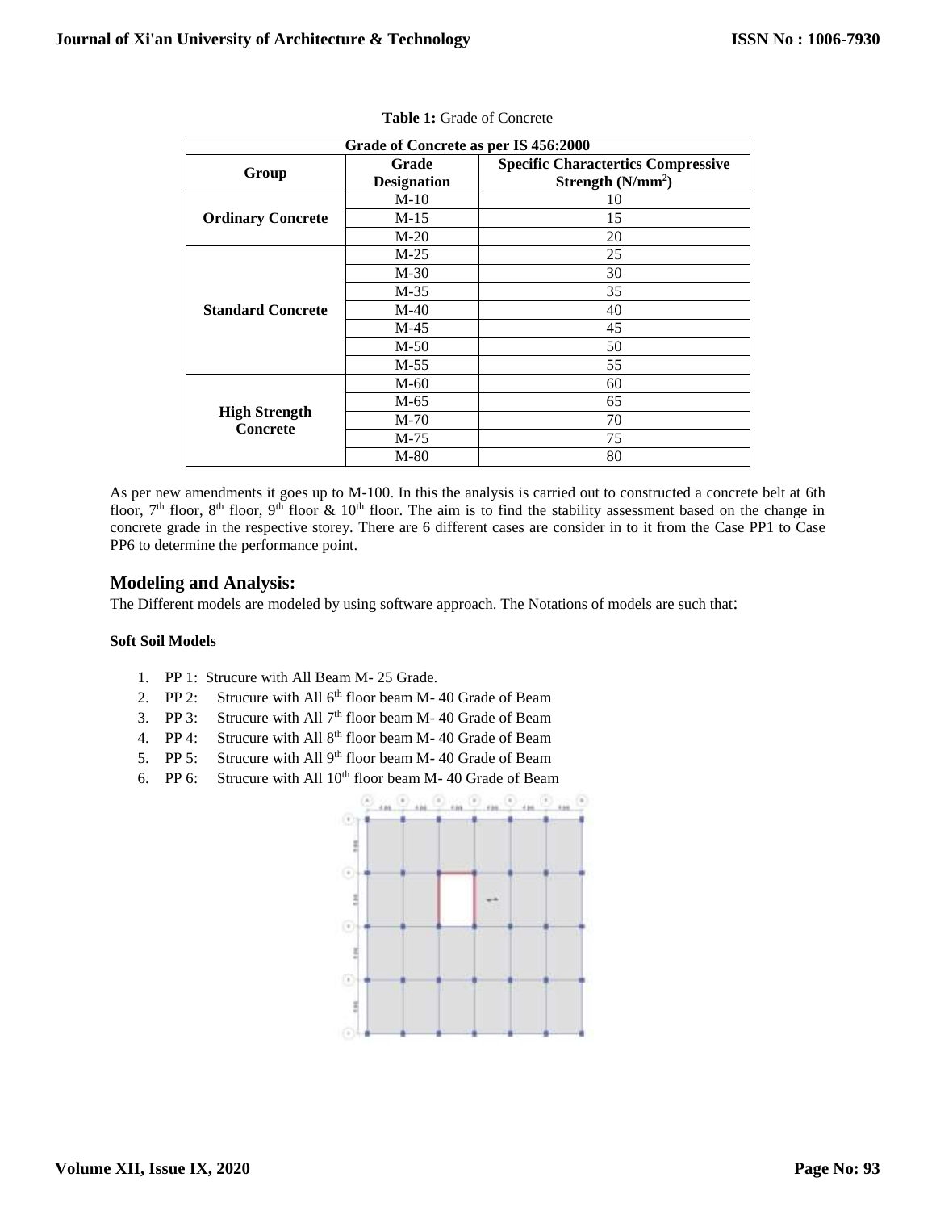**Table 1:** Grade of Concrete

| Grade of Concrete as per IS 456:2000 | | |
|---|---|---|
| **Group** | **Grade Designation** | **Specific Charactertics Compressive Strength (N/mm$^2$)** |
| **Ordinary Concrete** | M-10 | 10 |
| | M-15 | 15 |
| | M-20 | 20 |
| **Standard Concrete** | M-25 | 25 |
| | M-30 | 30 |
| | M-35 | 35 |
| | M-40 | 40 |
| | M-45 | 45 |
| | M-50 | 50 |
| | M-55 | 55 |
| **High Strength Concrete** | M-60 | 60 |
| | M-65 | 65 |
| | M-70 | 70 |
| | M-75 | 75 |
| | M-80 | 80 |

As per new amendments it goes up to M-100. In this the analysis is carried out to constructed a concrete belt at 6th floor, 7$^{th}$ floor, 8$^{th}$ floor, 9$^{th}$ floor & 10$^{th}$ floor. The aim is to find the stability assessment based on the change in concrete grade in the respective storey. There are 6 different cases are consider in to it from the Case PP1 to Case PP6 to determine the performance point.

## Modeling and Analysis:

The Different models are modeled by using software approach. The Notations of models are such that:

#### Soft Soil Models

1. PP 1: Strucure with All Beam M- 25 Grade.
2. PP 2: Strucure with All 6$^{th}$ floor beam M- 40 Grade of Beam
3. PP 3: Strucure with All 7$^{th}$ floor beam M- 40 Grade of Beam
4. PP 4: Strucure with All 8$^{th}$ floor beam M- 40 Grade of Beam
5. PP 5: Strucure with All 9$^{th}$ floor beam M- 40 Grade of Beam
6. PP 6: Strucure with All 10$^{th}$ floor beam M- 40 Grade of Beam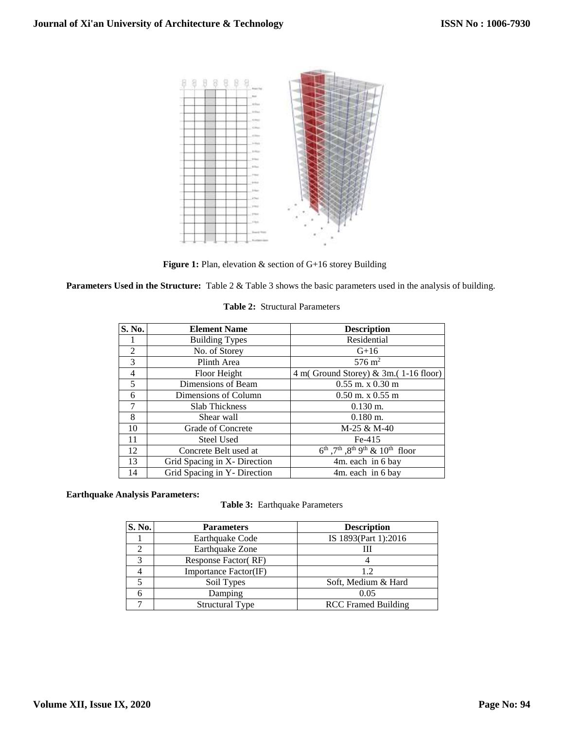**Figure 1:** Plan, elevation & section of G+16 storey Building

**Parameters Used in the Structure:** Table 2 & Table 3 shows the basic parameters used in the analysis of building.

**Table 2:** Structural Parameters

| S. No. | Element Name | Description |
|---|---|---|
| 1 | Building Types | Residential |
| 2 | No. of Storey | G+16 |
| 3 | Plinth Area | 576 $m^2$ |
| 4 | Floor Height | 4 m( Ground Storey) & 3m.( 1-16 floor) |
| 5 | Dimensions of Beam | 0.55 m. x 0.30 m |
| 6 | Dimensions of Column | 0.50 m. x 0.55 m |
| 7 | Slab Thickness | 0.130 m. |
| 8 | Shear wall | 0.180 m. |
| 10 | Grade of Concrete | M-25 & M-40 |
| 11 | Steel Used | Fe-415 |
| 12 | Concrete Belt used at | $6^{th}$ ,$7^{th}$ ,$8^{th}$ $9^{th}$ & $10^{th}$ floor |
| 13 | Grid Spacing in X- Direction | 4m. each in 6 bay |
| 14 | Grid Spacing in Y- Direction | 4m. each in 6 bay |

**Earthquake Analysis Parameters:**

**Table 3:** Earthquake Parameters

| S. No. | Parameters | Description |
|---|---|---|
| 1 | Earthquake Code | IS 1893(Part 1):2016 |
| 2 | Earthquake Zone | III |
| 3 | Response Factor( RF) | 4 |
| 4 | Importance Factor(IF) | 1.2 |
| 5 | Soil Types | Soft, Medium & Hard |
| 6 | Damping | 0.05 |
| 7 | Structural Type | RCC Framed Building |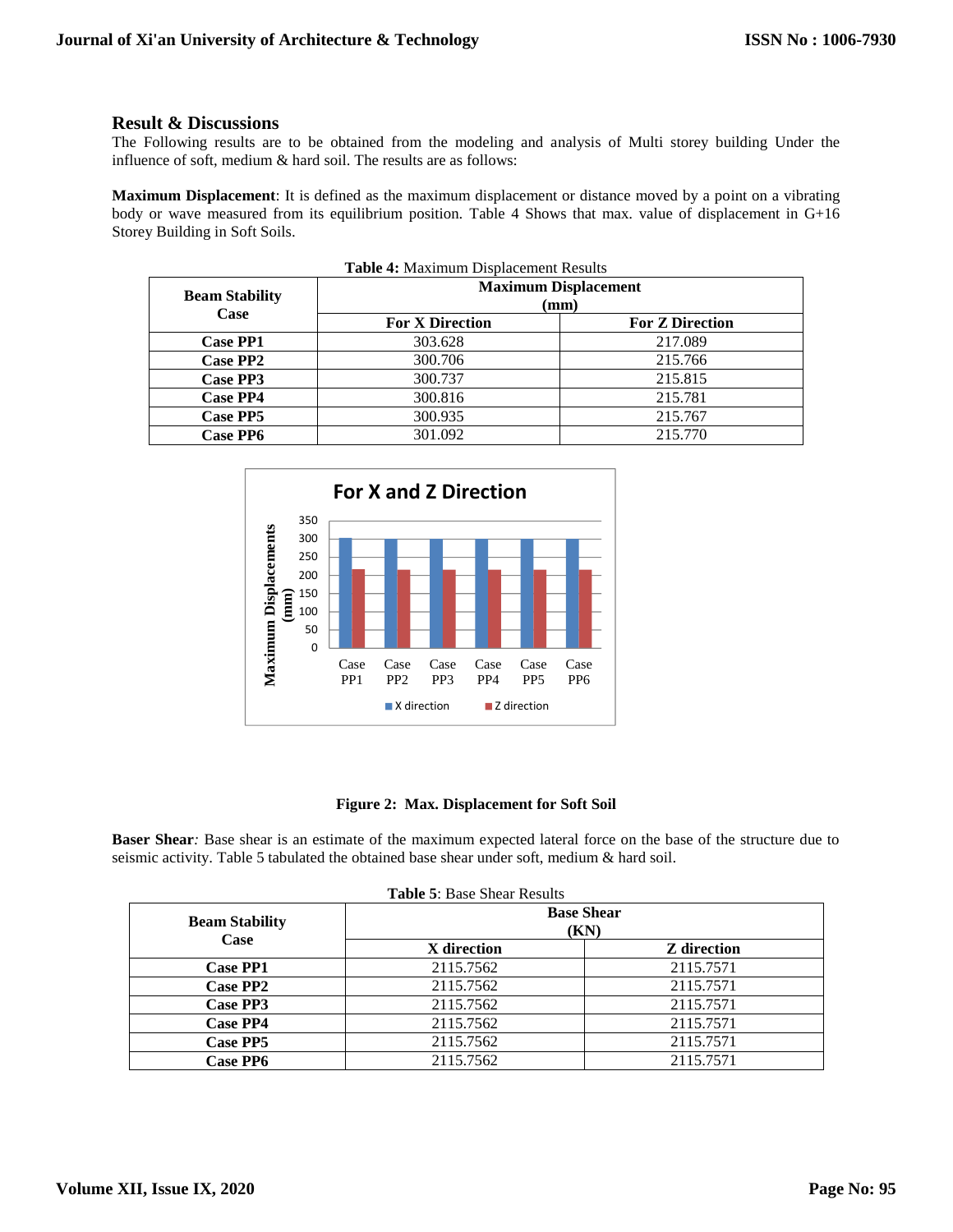## Result & Discussions

The Following results are to be obtained from the modeling and analysis of Multi storey building Under the influence of soft, medium & hard soil. The results are as follows:

**Maximum Displacement**: It is defined as the maximum displacement or distance moved by a point on a vibrating body or wave measured from its equilibrium position. Table 4 Shows that max. value of displacement in G+16 Storey Building in Soft Soils.

**Table 4:** Maximum Displacement Results

| Beam Stability Case | Maximum Displacement (mm) | |
|---|---|---|
| | For X Direction | For Z Direction |
| **Case PP1** | 303.628 | 217.089 |
| **Case PP2** | 300.706 | 215.766 |
| **Case PP3** | 300.737 | 215.815 |
| **Case PP4** | 300.816 | 215.781 |
| **Case PP5** | 300.935 | 215.767 |
| **Case PP6** | 301.092 | 215.770 |

**Figure 2: Max. Displacement for Soft Soil**

**Baser Shear**: Base shear is an estimate of the maximum expected lateral force on the base of the structure due to seismic activity. Table 5 tabulated the obtained base shear under soft, medium & hard soil.

**Table 5**: Base Shear Results

| Beam Stability Case | Base Shear (KN) | |
|---|---|---|
| | X direction | Z direction |
| **Case PP1** | 2115.7562 | 2115.7571 |
| **Case PP2** | 2115.7562 | 2115.7571 |
| **Case PP3** | 2115.7562 | 2115.7571 |
| **Case PP4** | 2115.7562 | 2115.7571 |
| **Case PP5** | 2115.7562 | 2115.7571 |
| **Case PP6** | 2115.7562 | 2115.7571 |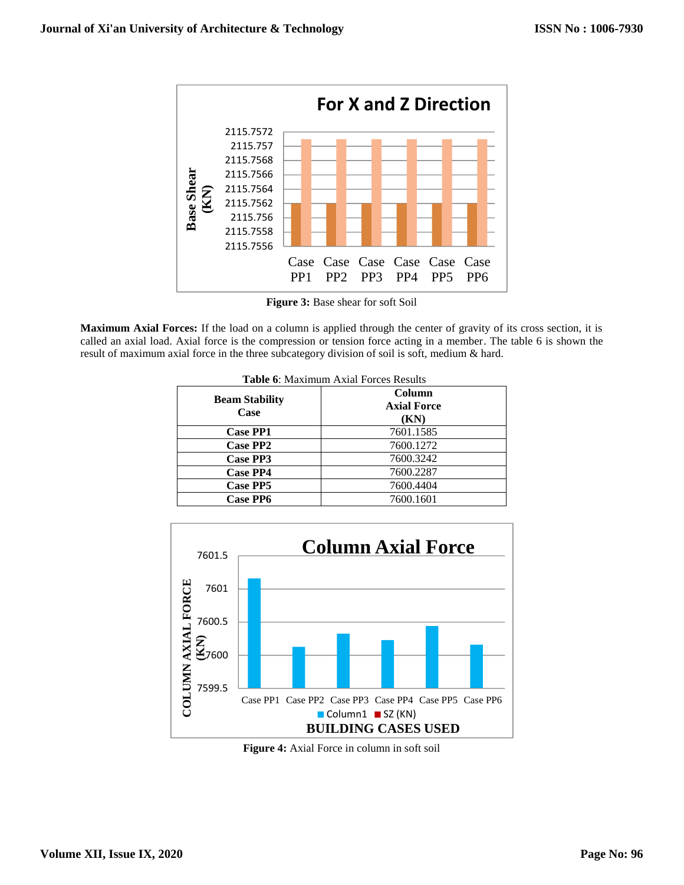**Figure 3:** Base shear for soft Soil

**Maximum Axial Forces:** If the load on a column is applied through the center of gravity of its cross section, it is called an axial load. Axial force is the compression or tension force acting in a member. The table 6 is shown the result of maximum axial force in the three subcategory division of soil is soft, medium & hard.

**Table 6**: Maximum Axial Forces Results

| Beam Stability Case | Column Axial Force (KN) |
|---|---|
| **Case PP1** | 7601.1585 |
| **Case PP2** | 7600.1272 |
| **Case PP3** | 7600.3242 |
| **Case PP4** | 7600.2287 |
| **Case PP5** | 7600.4404 |
| **Case PP6** | 7600.1601 |

**Figure 4:** Axial Force in column in soft soil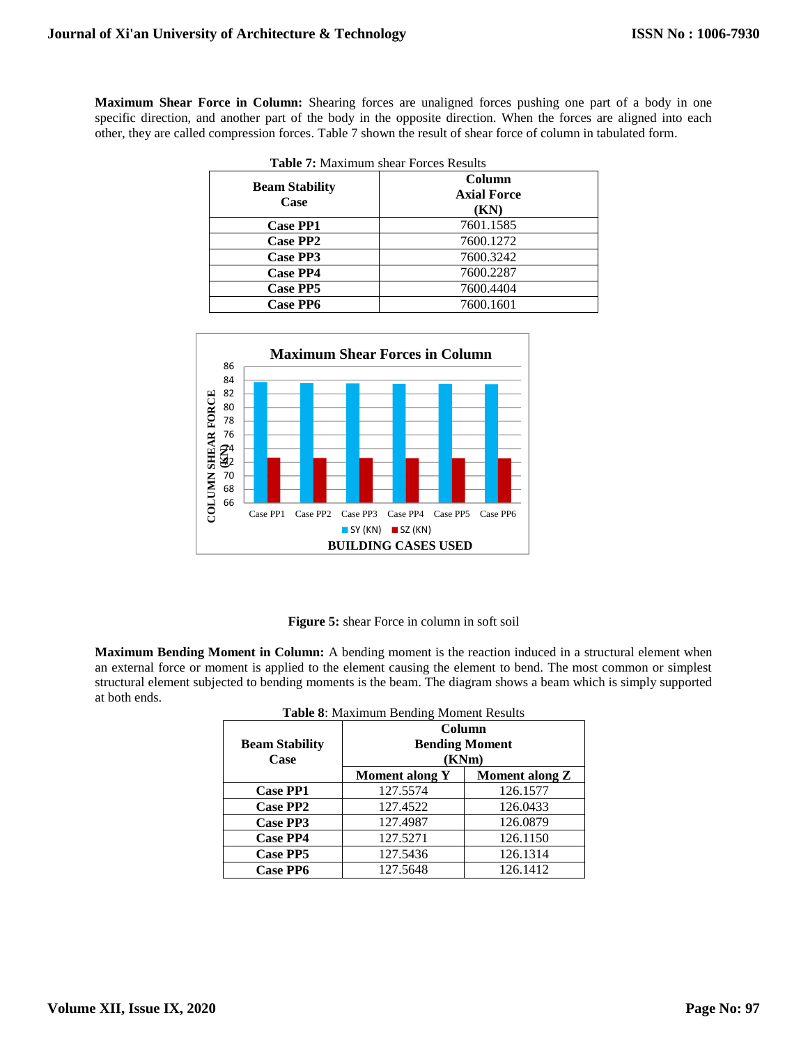**Maximum Shear Force in Column:** Shearing forces are unaligned forces pushing one part of a body in one specific direction, and another part of the body in the opposite direction. When the forces are aligned into each other, they are called compression forces. Table 7 shown the result of shear force of column in tabulated form.

**Table 7:** Maximum shear Forces Results

| Beam Stability Case | Column Axial Force (KN) |
|---|---|
| Case PP1 | 7601.1585 |
| Case PP2 | 7600.1272 |
| Case PP3 | 7600.3242 |
| Case PP4 | 7600.2287 |
| Case PP5 | 7600.4404 |
| Case PP6 | 7600.1601 |

**Figure 5:** shear Force in column in soft soil

**Maximum Bending Moment in Column:** A bending moment is the reaction induced in a structural element when an external force or moment is applied to the element causing the element to bend. The most common or simplest structural element subjected to bending moments is the beam. The diagram shows a beam which is simply supported at both ends.

**Table 8**: Maximum Bending Moment Results

| Beam Stability Case | Column Bending Moment (KNm) | |
|---|---|---|
| | Moment along Y | Moment along Z |
| Case PP1 | 127.5574 | 126.1577 |
| Case PP2 | 127.4522 | 126.0433 |
| Case PP3 | 127.4987 | 126.0879 |
| Case PP4 | 127.5271 | 126.1150 |
| Case PP5 | 127.5436 | 126.1314 |
| Case PP6 | 127.5648 | 126.1412 |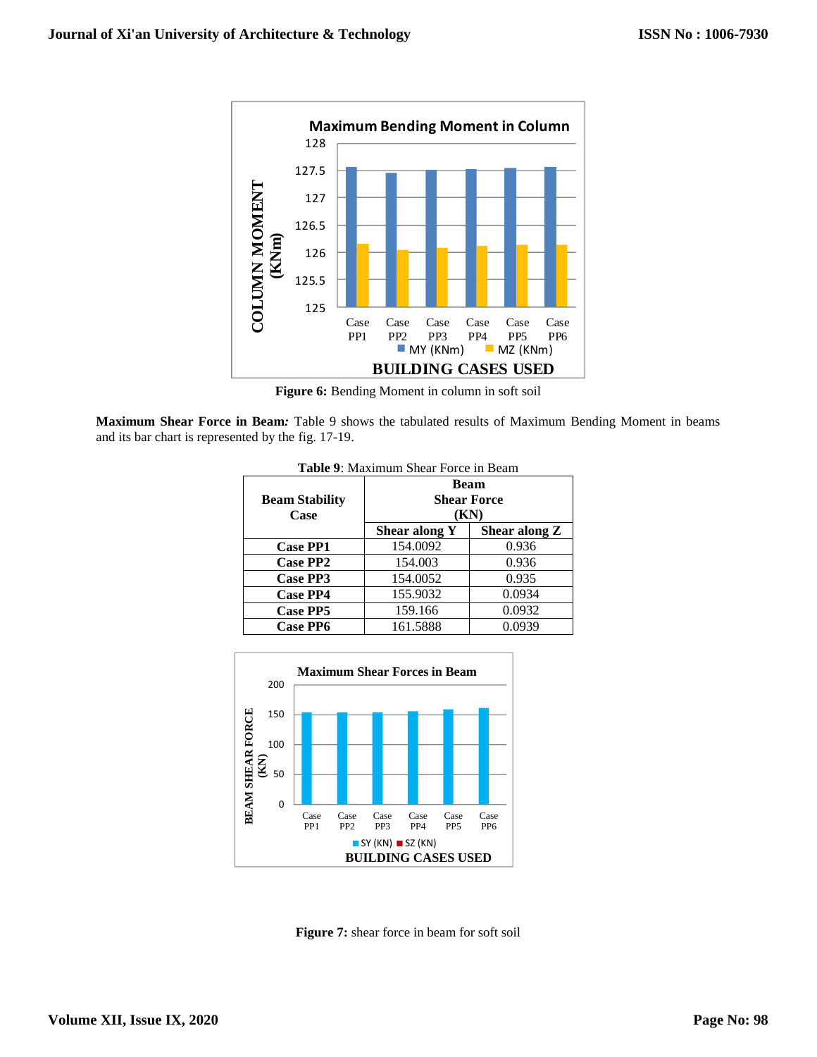**Figure 6:** Bending Moment in column in soft soil

**Maximum Shear Force in Beam:** Table 9 shows the tabulated results of Maximum Bending Moment in beams and its bar chart is represented by the fig. 17-19.

**Table 9**: Maximum Shear Force in Beam

| Beam Stability Case | Beam Shear Force (KN) | |
|---|---|---|
| | Shear along Y | Shear along Z |
| Case PP1 | 154.0092 | 0.936 |
| Case PP2 | 154.003 | 0.936 |
| Case PP3 | 154.0052 | 0.935 |
| Case PP4 | 155.9032 | 0.0934 |
| Case PP5 | 159.166 | 0.0932 |
| Case PP6 | 161.5888 | 0.0939 |

**Figure 7:** shear force in beam for soft soil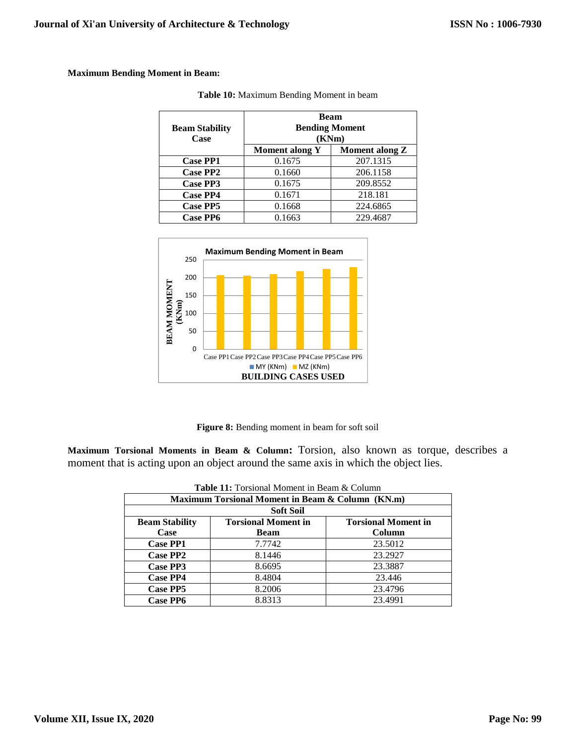**Maximum Bending Moment in Beam:**

**Table 10:** Maximum Bending Moment in beam

| Beam Stability Case | Beam Bending Moment (KNm) | |
|---|---|---|
| | Moment along Y | Moment along Z |
| Case PP1 | 0.1675 | 207.1315 |
| Case PP2 | 0.1660 | 206.1158 |
| Case PP3 | 0.1675 | 209.8552 |
| Case PP4 | 0.1671 | 218.181 |
| Case PP5 | 0.1668 | 224.6865 |
| Case PP6 | 0.1663 | 229.4687 |

**Figure 8:** Bending moment in beam for soft soil

**Maximum Torsional Moments in Beam & Column:** Torsion, also known as torque, describes a moment that is acting upon an object around the same axis in which the object lies.

**Table 11:** Torsional Moment in Beam & Column

| Maximum Torsional Moment in Beam & Column (KN.m) | | |
|---|---|---|
| Soft Soil | | |
| Beam Stability Case | Torsional Moment in Beam | Torsional Moment in Column |
| Case PP1 | 7.7742 | 23.5012 |
| Case PP2 | 8.1446 | 23.2927 |
| Case PP3 | 8.6695 | 23.3887 |
| Case PP4 | 8.4804 | 23.446 |
| Case PP5 | 8.2006 | 23.4796 |
| Case PP6 | 8.8313 | 23.4991 |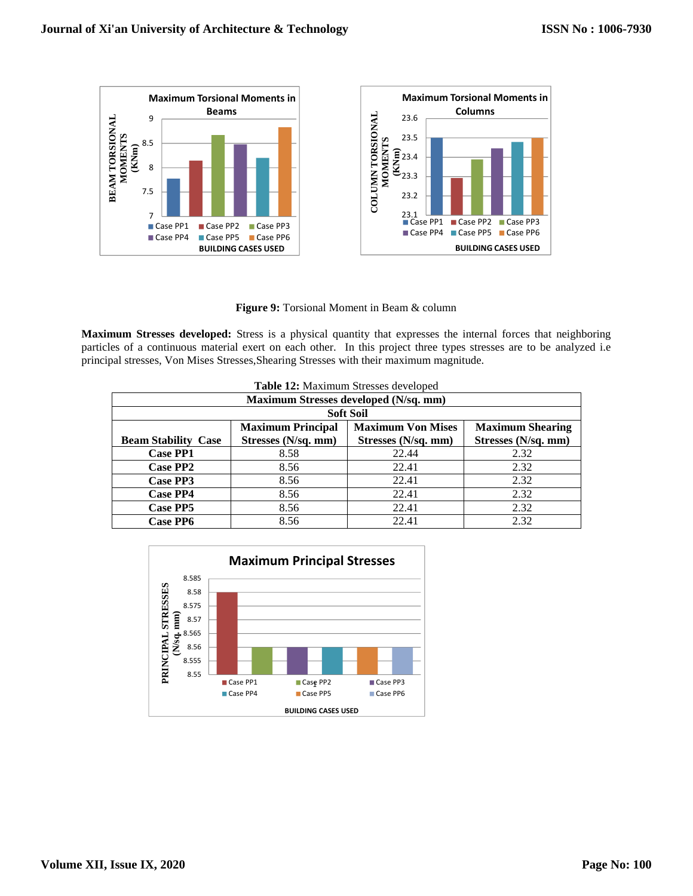**Figure 9:** Torsional Moment in Beam & column

**Maximum Stresses developed:** Stress is a physical quantity that expresses the internal forces that neighboring particles of a continuous material exert on each other. In this project three types stresses are to be analyzed i.e principal stresses, Von Mises Stresses,Shearing Stresses with their maximum magnitude.

**Table 12:** Maximum Stresses developed

| Maximum Stresses developed (N/sq. mm) | | | |
|---|---|---|---|
| Soft Soil | | | |
| Beam Stability Case | Maximum Principal Stresses (N/sq. mm) | Maximum Von Mises Stresses (N/sq. mm) | Maximum Shearing Stresses (N/sq. mm) |
| Case PP1 | 8.58 | 22.44 | 2.32 |
| Case PP2 | 8.56 | 22.41 | 2.32 |
| Case PP3 | 8.56 | 22.41 | 2.32 |
| Case PP4 | 8.56 | 22.41 | 2.32 |
| Case PP5 | 8.56 | 22.41 | 2.32 |
| Case PP6 | 8.56 | 22.41 | 2.32 |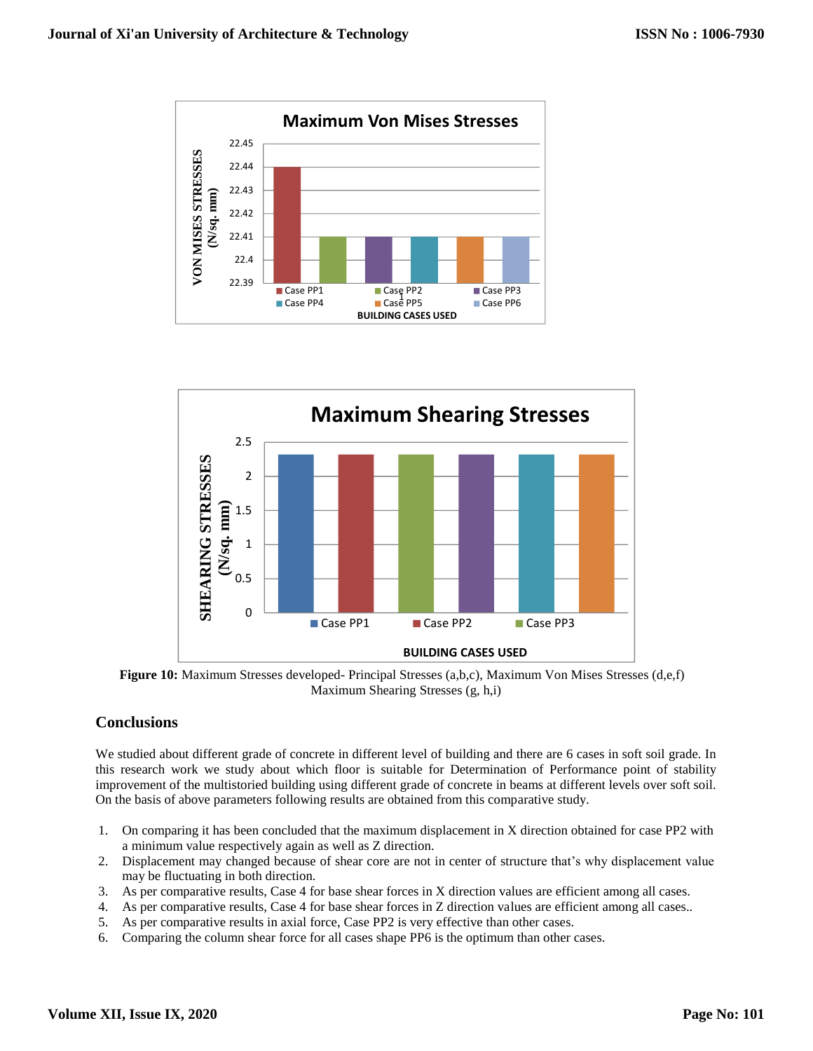**Figure 10:** Maximum Stresses developed- Principal Stresses (a,b,c), Maximum Von Mises Stresses (d,e,f) Maximum Shearing Stresses (g, h,i)

## Conclusions

We studied about different grade of concrete in different level of building and there are 6 cases in soft soil grade. In this research work we study about which floor is suitable for Determination of Performance point of stability improvement of the multistoried building using different grade of concrete in beams at different levels over soft soil. On the basis of above parameters following results are obtained from this comparative study.

1. On comparing it has been concluded that the maximum displacement in X direction obtained for case PP2 with a minimum value respectively again as well as Z direction.
2. Displacement may changed because of shear core are not in center of structure that's why displacement value may be fluctuating in both direction.
3. As per comparative results, Case 4 for base shear forces in X direction values are efficient among all cases.
4. As per comparative results, Case 4 for base shear forces in Z direction values are efficient among all cases..
5. As per comparative results in axial force, Case PP2 is very effective than other cases.
6. Comparing the column shear force for all cases shape PP6 is the optimum than other cases.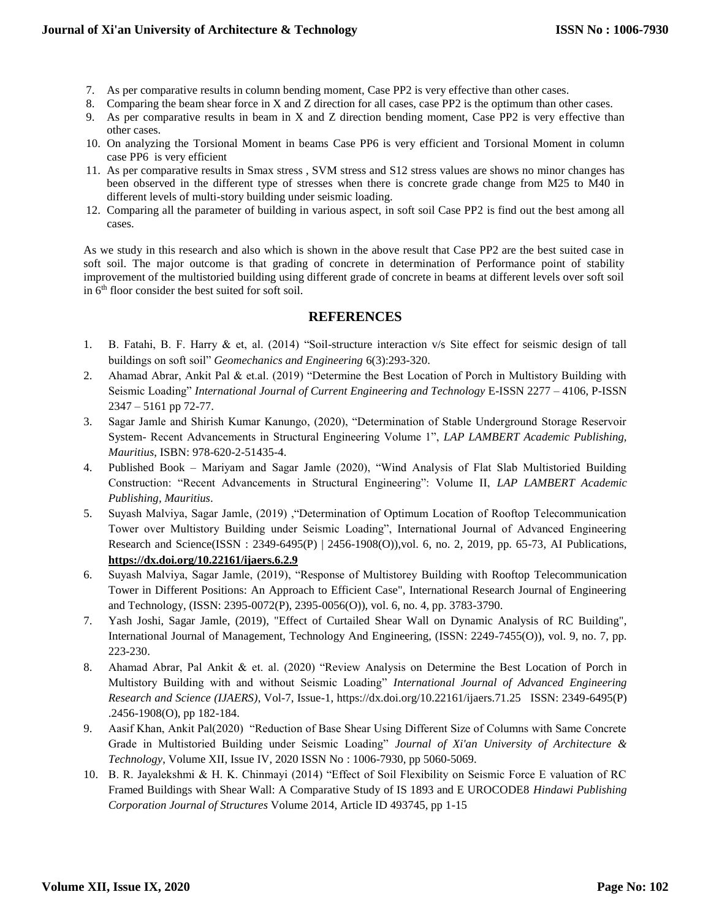7. As per comparative results in column bending moment, Case PP2 is very effective than other cases.
8. Comparing the beam shear force in X and Z direction for all cases, case PP2 is the optimum than other cases.
9. As per comparative results in beam in X and Z direction bending moment, Case PP2 is very effective than other cases.
10. On analyzing the Torsional Moment in beams Case PP6 is very efficient and Torsional Moment in column case PP6 is very efficient
11. As per comparative results in Smax stress , SVM stress and S12 stress values are shows no minor changes has been observed in the different type of stresses when there is concrete grade change from M25 to M40 in different levels of multi-story building under seismic loading.
12. Comparing all the parameter of building in various aspect, in soft soil Case PP2 is find out the best among all cases.

As we study in this research and also which is shown in the above result that Case PP2 are the best suited case in soft soil. The major outcome is that grading of concrete in determination of Performance point of stability improvement of the multistoried building using different grade of concrete in beams at different levels over soft soil in 6th floor consider the best suited for soft soil.

## REFERENCES

1. B. Fatahi, B. F. Harry & et, al. (2014) "Soil-structure interaction v/s Site effect for seismic design of tall buildings on soft soil" *Geomechanics and Engineering* 6(3):293-320.
2. Ahamad Abrar, Ankit Pal & et.al. (2019) "Determine the Best Location of Porch in Multistory Building with Seismic Loading" *International Journal of Current Engineering and Technology* E-ISSN 2277 – 4106, P-ISSN 2347 – 5161 pp 72-77.
3. Sagar Jamle and Shirish Kumar Kanungo, (2020), "Determination of Stable Underground Storage Reservoir System- Recent Advancements in Structural Engineering Volume 1", *LAP LAMBERT Academic Publishing, Mauritius*, ISBN: 978-620-2-51435-4.
4. Published Book – Mariyam and Sagar Jamle (2020), "Wind Analysis of Flat Slab Multistoried Building Construction: "Recent Advancements in Structural Engineering": Volume II, *LAP LAMBERT Academic Publishing, Mauritius*.
5. Suyash Malviya, Sagar Jamle, (2019) ,"Determination of Optimum Location of Rooftop Telecommunication Tower over Multistory Building under Seismic Loading", International Journal of Advanced Engineering Research and Science(ISSN : 2349-6495(P) | 2456-1908(O)),vol. 6, no. 2, 2019, pp. 65-73, AI Publications, **https://dx.doi.org/10.22161/ijaers.6.2.9**
6. Suyash Malviya, Sagar Jamle, (2019), "Response of Multistorey Building with Rooftop Telecommunication Tower in Different Positions: An Approach to Efficient Case", International Research Journal of Engineering and Technology, (ISSN: 2395-0072(P), 2395-0056(O)), vol. 6, no. 4, pp. 3783-3790.
7. Yash Joshi, Sagar Jamle, (2019), "Effect of Curtailed Shear Wall on Dynamic Analysis of RC Building", International Journal of Management, Technology And Engineering, (ISSN: 2249-7455(O)), vol. 9, no. 7, pp. 223-230.
8. Ahamad Abrar, Pal Ankit & et. al. (2020) "Review Analysis on Determine the Best Location of Porch in Multistory Building with and without Seismic Loading" *International Journal of Advanced Engineering Research and Science (IJAERS)*, Vol-7, Issue-1, https://dx.doi.org/10.22161/ijaers.71.25 ISSN: 2349-6495(P) .2456-1908(O), pp 182-184.
9. Aasif Khan, Ankit Pal(2020) "Reduction of Base Shear Using Different Size of Columns with Same Concrete Grade in Multistoried Building under Seismic Loading" *Journal of Xi'an University of Architecture & Technology*, Volume XII, Issue IV, 2020 ISSN No : 1006-7930, pp 5060-5069.
10. B. R. Jayalekshmi & H. K. Chinmayi (2014) "Effect of Soil Flexibility on Seismic Force E valuation of RC Framed Buildings with Shear Wall: A Comparative Study of IS 1893 and E UROCODE8 *Hindawi Publishing Corporation Journal of Structures* Volume 2014, Article ID 493745, pp 1-15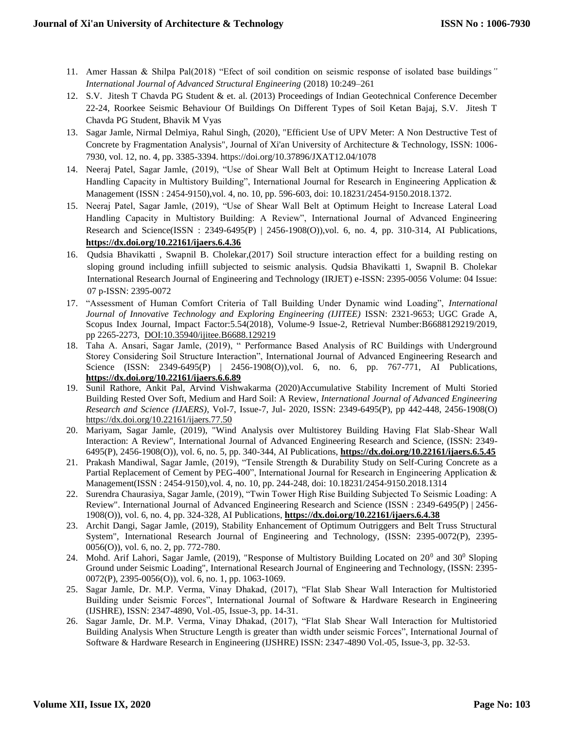11. Amer Hassan & Shilpa Pal(2018) "Efect of soil condition on seismic response of isolated base buildings*" International Journal of Advanced Structural Engineering* (2018) 10:249–261
12. S.V. Jitesh T Chavda PG Student & et. al. (2013) Proceedings of Indian Geotechnical Conference December 22-24, Roorkee Seismic Behaviour Of Buildings On Different Types of Soil Ketan Bajaj, S.V. Jitesh T Chavda PG Student, Bhavik M Vyas
13. Sagar Jamle, Nirmal Delmiya, Rahul Singh, (2020), "Efficient Use of UPV Meter: A Non Destructive Test of Concrete by Fragmentation Analysis", Journal of Xi'an University of Architecture & Technology, ISSN: 1006-7930, vol. 12, no. 4, pp. 3385-3394. https://doi.org/10.37896/JXAT12.04/1078
14. Neeraj Patel, Sagar Jamle, (2019), "Use of Shear Wall Belt at Optimum Height to Increase Lateral Load Handling Capacity in Multistory Building", International Journal for Research in Engineering Application & Management (ISSN : 2454-9150),vol. 4, no. 10, pp. 596-603, doi: 10.18231/2454-9150.2018.1372.
15. Neeraj Patel, Sagar Jamle, (2019), "Use of Shear Wall Belt at Optimum Height to Increase Lateral Load Handling Capacity in Multistory Building: A Review", International Journal of Advanced Engineering Research and Science(ISSN : 2349-6495(P) | 2456-1908(O)),vol. 6, no. 4, pp. 310-314, AI Publications, **https://dx.doi.org/10.22161/ijaers.6.4.36**
16. Qudsia Bhavikatti , Swapnil B. Cholekar,(2017) Soil structure interaction effect for a building resting on sloping ground including infiill subjected to seismic analysis. Qudsia Bhavikatti 1, Swapnil B. Cholekar International Research Journal of Engineering and Technology (IRJET) e-ISSN: 2395-0056 Volume: 04 Issue: 07 p-ISSN: 2395-0072
17. "Assessment of Human Comfort Criteria of Tall Building Under Dynamic wind Loading", *International Journal of Innovative Technology and Exploring Engineering (IJITEE)* ISSN: 2321-9653; UGC Grade A, Scopus Index Journal, Impact Factor:5.54(2018), Volume-9 Issue-2, Retrieval Number:B6688129219/2019, pp 2265-2273, DOI:10.35940/ijitee.B6688.129219
18. Taha A. Ansari, Sagar Jamle, (2019), " Performance Based Analysis of RC Buildings with Underground Storey Considering Soil Structure Interaction", International Journal of Advanced Engineering Research and Science (ISSN: 2349-6495(P) | 2456-1908(O)),vol. 6, no. 6, pp. 767-771, AI Publications, **https://dx.doi.org/10.22161/ijaers.6.6.89**
19. Sunil Rathore, Ankit Pal, Arvind Vishwakarma (2020)Accumulative Stability Increment of Multi Storied Building Rested Over Soft, Medium and Hard Soil: A Review, *International Journal of Advanced Engineering Research and Science (IJAERS)*, Vol-7, Issue-7, Jul- 2020, ISSN: 2349-6495(P), pp 442-448, 2456-1908(O) https://dx.doi.org/10.22161/ijaers.77.50
20. Mariyam, Sagar Jamle, (2019), "Wind Analysis over Multistorey Building Having Flat Slab-Shear Wall Interaction: A Review", International Journal of Advanced Engineering Research and Science, (ISSN: 2349-6495(P), 2456-1908(O)), vol. 6, no. 5, pp. 340-344, AI Publications, **https://dx.doi.org/10.22161/ijaers.6.5.45**
21. Prakash Mandiwal, Sagar Jamle, (2019), "Tensile Strength & Durability Study on Self-Curing Concrete as a Partial Replacement of Cement by PEG-400", International Journal for Research in Engineering Application & Management(ISSN : 2454-9150),vol. 4, no. 10, pp. 244-248, doi: 10.18231/2454-9150.2018.1314
22. Surendra Chaurasiya, Sagar Jamle, (2019), "Twin Tower High Rise Building Subjected To Seismic Loading: A Review". International Journal of Advanced Engineering Research and Science (ISSN : 2349-6495(P) | 2456-1908(O)), vol. 6, no. 4, pp. 324-328, AI Publications, **https://dx.doi.org/10.22161/ijaers.6.4.38**
23. Archit Dangi, Sagar Jamle, (2019), Stability Enhancement of Optimum Outriggers and Belt Truss Structural System", International Research Journal of Engineering and Technology, (ISSN: 2395-0072(P), 2395-0056(O)), vol. 6, no. 2, pp. 772-780.
24. Mohd. Arif Lahori, Sagar Jamle, (2019), "Response of Multistory Building Located on $20^0$ and $30^0$ Sloping Ground under Seismic Loading", International Research Journal of Engineering and Technology, (ISSN: 2395-0072(P), 2395-0056(O)), vol. 6, no. 1, pp. 1063-1069.
25. Sagar Jamle, Dr. M.P. Verma, Vinay Dhakad, (2017), "Flat Slab Shear Wall Interaction for Multistoried Building under Seismic Forces", International Journal of Software & Hardware Research in Engineering (IJSHRE), ISSN: 2347-4890, Vol.-05, Issue-3, pp. 14-31.
26. Sagar Jamle, Dr. M.P. Verma, Vinay Dhakad, (2017), "Flat Slab Shear Wall Interaction for Multistoried Building Analysis When Structure Length is greater than width under seismic Forces", International Journal of Software & Hardware Research in Engineering (IJSHRE) ISSN: 2347-4890 Vol.-05, Issue-3, pp. 32-53.